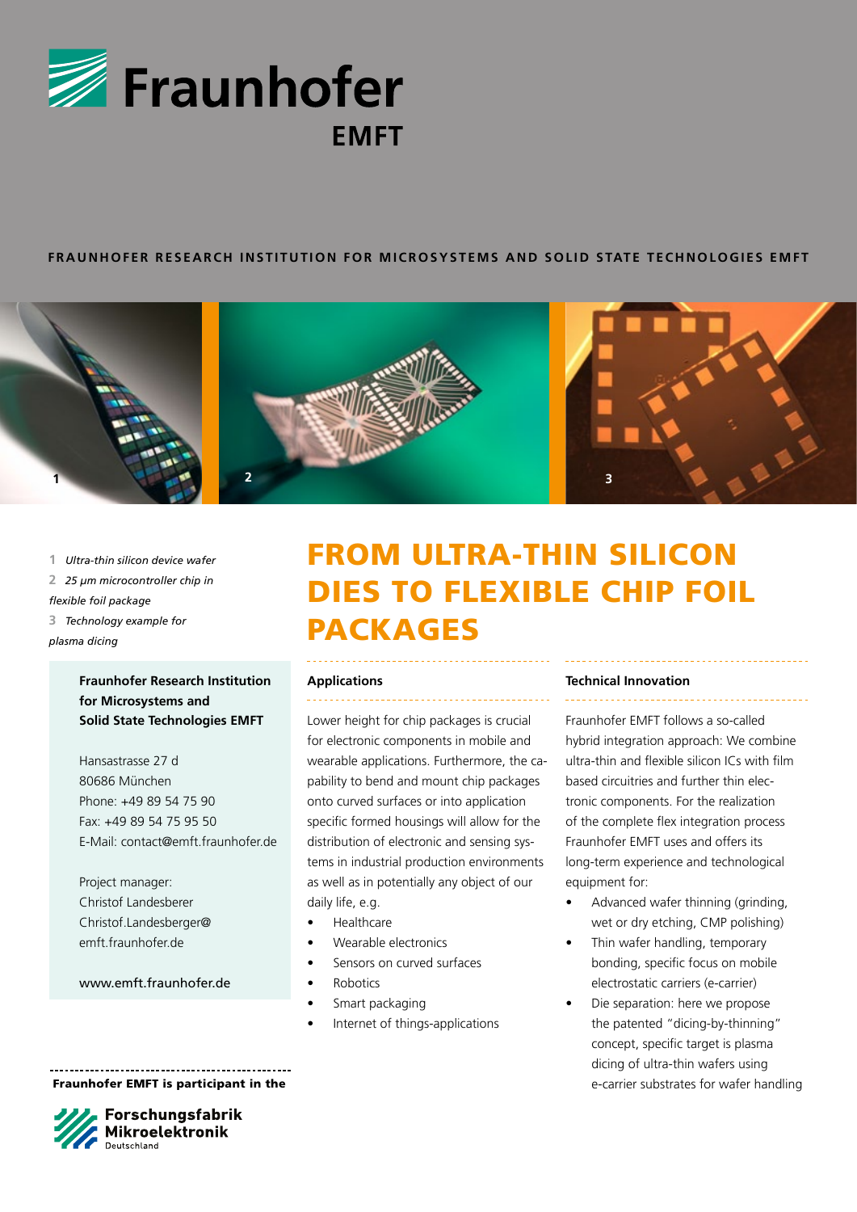# Fraunhofer EMFT

**FRAUNHOFER RESEARCH INSTITUTION FOR MICROSYSTEMS AND SOLID STATE TECHNOLOGIES EMFT**

1 *Ultra-thin silicon device wafer*
2 *25 µm microcontroller chip in flexible foil package*
3 *Technology example for plasma dicing*

**Fraunhofer Research Institution for Microsystems and Solid State Technologies EMFT**

Hansastrasse 27 d
80686 München
Phone: +49 89 54 75 90
Fax: +49 89 54 75 95 50
E-Mail: contact@emft.fraunhofer.de

Project manager:
Christof Landesberer
Christof.Landesberger@emft.fraunhofer.de

www.emft.fraunhofer.de

**Fraunhofer EMFT is participant in the**

Forschungsfabrik Mikroelektronik Deutschland

# FROM ULTRA-THIN SILICON DIES TO FLEXIBLE CHIP FOIL PACKAGES

## Applications

Lower height for chip packages is crucial for electronic components in mobile and wearable applications. Furthermore, the capability to bend and mount chip packages onto curved surfaces or into application specific formed housings will allow for the distribution of electronic and sensing systems in industrial production environments as well as in potentially any object of our daily life, e.g.

- Healthcare
- Wearable electronics
- Sensors on curved surfaces
- Robotics
- Smart packaging
- Internet of things-applications

## Technical Innovation

Fraunhofer EMFT follows a so-called hybrid integration approach: We combine ultra-thin and flexible silicon ICs with film based circuitries and further thin electronic components. For the realization of the complete flex integration process Fraunhofer EMFT uses and offers its long-term experience and technological equipment for:

- Advanced wafer thinning (grinding, wet or dry etching, CMP polishing)
- Thin wafer handling, temporary bonding, specific focus on mobile electrostatic carriers (e-carrier)
- Die separation: here we propose the patented "dicing-by-thinning" concept, specific target is plasma dicing of ultra-thin wafers using e-carrier substrates for wafer handling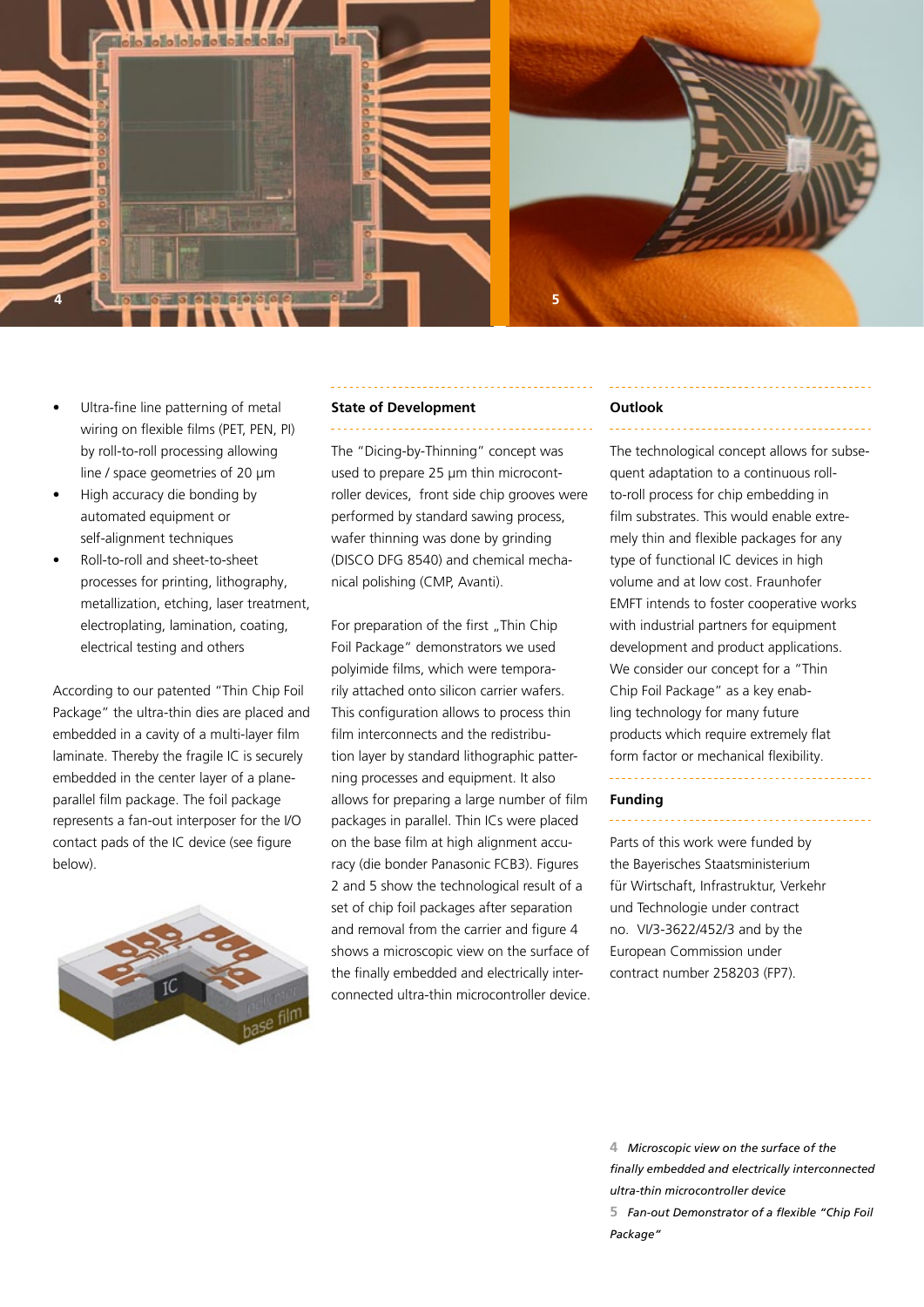- Ultra-fine line patterning of metal wiring on flexible films (PET, PEN, PI) by roll-to-roll processing allowing line / space geometries of 20 µm
- High accuracy die bonding by automated equipment or self-alignment techniques
- Roll-to-roll and sheet-to-sheet processes for printing, lithography, metallization, etching, laser treatment, electroplating, lamination, coating, electrical testing and others

According to our patented "Thin Chip Foil Package" the ultra-thin dies are placed and embedded in a cavity of a multi-layer film laminate. Thereby the fragile IC is securely embedded in the center layer of a plane-parallel film package. The foil package represents a fan-out interposer for the I/O contact pads of the IC device (see figure below).

IC
polymer
base film

#### State of Development

The "Dicing-by-Thinning" concept was used to prepare 25 µm thin microcontroller devices, front side chip grooves were performed by standard sawing process, wafer thinning was done by grinding (DISCO DFG 8540) and chemical mechanical polishing (CMP, Avanti).

For preparation of the first „Thin Chip Foil Package" demonstrators we used polyimide films, which were temporarily attached onto silicon carrier wafers. This configuration allows to process thin film interconnects and the redistribution layer by standard lithographic patterning processes and equipment. It also allows for preparing a large number of film packages in parallel. Thin ICs were placed on the base film at high alignment accuracy (die bonder Panasonic FCB3). Figures 2 and 5 show the technological result of a set of chip foil packages after separation and removal from the carrier and figure 4 shows a microscopic view on the surface of the finally embedded and electrically interconnected ultra-thin microcontroller device.

#### Outlook

The technological concept allows for subsequent adaptation to a continuous roll-to-roll process for chip embedding in film substrates. This would enable extremely thin and flexible packages for any type of functional IC devices in high volume and at low cost. Fraunhofer EMFT intends to foster cooperative works with industrial partners for equipment development and product applications. We consider our concept for a "Thin Chip Foil Package" as a key enabling technology for many future products which require extremely flat form factor or mechanical flexibility.

#### Funding

Parts of this work were funded by the Bayerisches Staatsministerium für Wirtschaft, Infrastruktur, Verkehr und Technologie under contract no. VI/3-3622/452/3 and by the European Commission under contract number 258203 (FP7).

**4** *Microscopic view on the surface of the finally embedded and electrically interconnected ultra-thin microcontroller device*

**5** *Fan-out Demonstrator of a flexible "Chip Foil Package"*